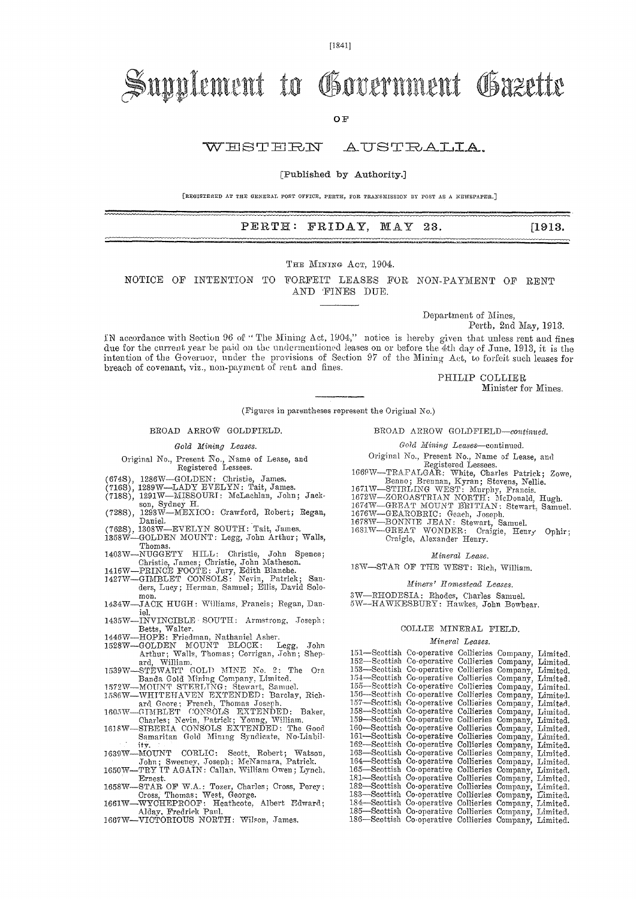# Supplement to Government Gazette

OF

## WESTERN AUSTRALIA.

[Published by Authority.]

[REGISTERED AT THE GENERAL POST OFFICE, PERTH, FOR TRANSMISSION BY POST AS A NEWSPAPER.]

**PERTH: FRIDAY, MAY 23. [1913.**

THE MINING ACT, 1904.

NOTICE OF INTENTION TO FORFEIT LEASES FOR NON-PAYMENT OF RENT AND FINES DUE.

Department of Mines,
Perth, 2nd May, 1913.

IN accordance with Section 96 of "The Mining Act, 1904," notice is hereby given that unless rent and fines due for the current year be paid on the undermentioned leases on or before the 4th day of June, 1913, it is the intention of the Governor, under the provisions of Section 97 of the Mining Act, to forfeit such leases for breach of covenant, viz., non-payment of rent and fines.

PHILIP COLLIER
Minister for Mines.

(Figures in parentheses represent the Original No.)

### BROAD ARROW GOLDFIELD.

*Gold Mining Leases.*

Original No., Present No., Name of Lease, and Registered Lessees.

(674S), 1286W—GOLDEN: Christie, James.
(716S), 1289W—LADY EVELYN: Tait, James.
(718S), 1291W—MISSOURI: McLachlan, John; Jackson, Sydney H.
(728S), 1293W—MEXICO: Crawford, Robert; Regan, Daniel.
(762S), 1308W—EVELYN SOUTH: Tait, James.
1358W—GOLDEN MOUNT: Legg, John Arthur; Walls, Thomas.
1403W—NUGGETY HILL: Christie, John Spence; Christie, James; Christie, John Matheson.
1416W—PRINCE FOOTE: Jury, Edith Blanche.
1427W—GIMBLET CONSOLS: Nevin, Patrick; Sanders, Lucy; Herman, Samuel; Ellis, David Solomon.
1434W—JACK HUGH: Williams, Francis; Regan, Daniel.
1435W—INVINCIBLE SOUTH: Armstrong, Joseph; Betts, Walter.
1446W—HOPE: Friedman, Nathaniel Asher.
1528W—GOLDEN MOUNT BLOCK: Legg, John Arthur; Walls, Thomas; Corrigan, John; Sheppard, William.
1539W—STEWART GOLD MINE No. 2: The Ora Banda Gold Mining Company, Limited.
1572W—MOUNT STERLING: Stewart, Samuel.
1586W—WHITEHAVEN EXTENDED: Barclay, Richard Goore; French, Thomas Joseph.
1605W—GIMBLET CONSOLS EXTENDED: Baker, Charles; Nevin, Patrick; Young, William.
1618W—SIBERIA CONSOLS EXTENDED: The Good Samaritan Gold Mining Syndicate, No-Liability.
1639W—MOUNT CORLIC: Scott, Robert; Watson, John; Sweeney, Joseph; McNamara, Patrick.
1650W—TRY IT AGAIN: Callan, William Owen; Lynch, Ernest.
1658W—STAR OF W.A.: Tozer, Charles; Cross, Percy; Cross, Thomas; West, George.
1661W—WYCHEPROOF: Heathcote, Albert Edward; Alday, Fredrick Paul.
1667W—VICTORIOUS NORTH: Wilson, James.

### BROAD ARROW GOLDFIELD—*continued.*

*Gold Mining Leases*—continued.

Original No., Present No., Name of Lease, and Registered Lessees.

1669W—TRAFALGAR: White, Charles Patrick; Zowe, Benno; Brennan, Kyran; Stevens, Nellie.
1671W—STIRLING WEST: Murphy, Francis.
1672W—ZOROASTRIAN NORTH: McDonald, Hugh.
1674W—GREAT MOUNT BRITIAN: Stewart, Samuel.
1676W—GEAROBRIC: Geach, Joseph.
1678W—BONNIE JEAN: Stewart, Samuel.
1681W—GREAT WONDER: Craigie, Henry Ophir; Craigie, Alexander Henry.

*Mineral Lease.*

18W—STAR OF THE WEST: Rich, William.

*Miners' Homestead Leases.*

3W—RHODESIA: Rhodes, Charles Samuel.
5W—HAWKESBURY: Hawkes, John Bowbear.

### COLLIE MINERAL FIELD.

*Mineral Leases.*

151—Scottish Co-operative Collieries Company, Limited.
152—Scottish Co-operative Collieries Company, Limited.
153—Scottish Co-operative Collieries Company, Limited.
154—Scottish Co-operative Collieries Company, Limited.
155—Scottish Co-operative Collieries Company, Limited.
156—Scottish Co-operative Collieries Company, Limited.
157—Scottish Co-operative Collieries Company, Limited.
158—Scottish Co-operative Collieries Company, Limited.
159—Scottish Co-operative Collieries Company, Limited.
160—Scottish Co-operative Collieries Company, Limited.
161—Scottish Co-operative Collieries Company, Limited.
162—Scottish Co-operative Collieries Company, Limited.
163—Scottish Co-operative Collieries Company, Limited.
164—Scottish Co-operative Collieries Company, Limited.
165—Scottish Co-operative Collieries Company, Limited.
181—Scottish Co-operative Collieries Company, Limited.
182—Scottish Co-operative Collieries Company, Limited.
183—Scottish Co-operative Collieries Company, Limited.
184—Scottish Co-operative Collieries Company, Limited.
185—Scottish Co-operative Collieries Company, Limited.
186—Scottish Co-operative Collieries Company, Limited.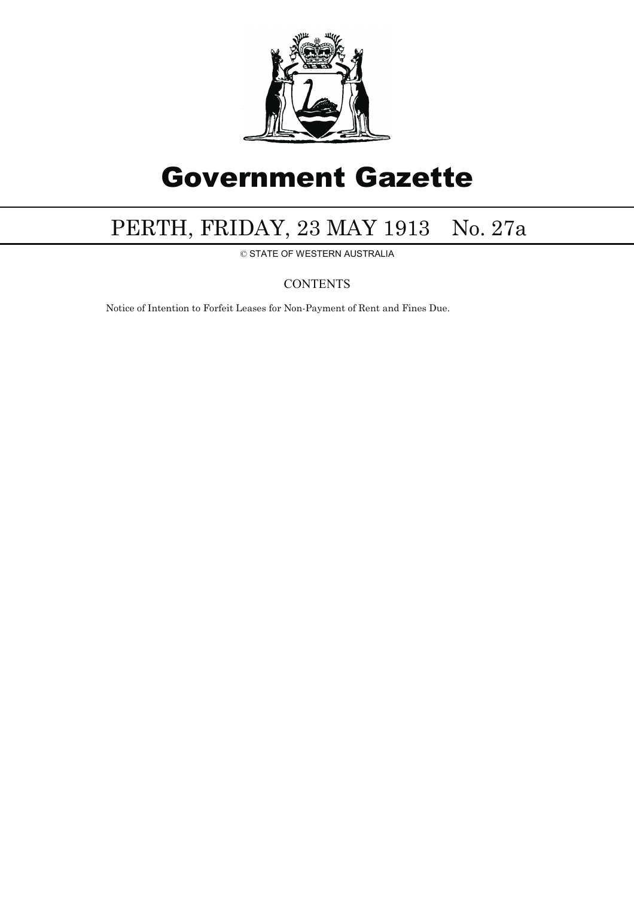# Government Gazette

PERTH, FRIDAY, 23 MAY 1913 No. 27a

© STATE OF WESTERN AUSTRALIA

CONTENTS

Notice of Intention to Forfeit Leases for Non-Payment of Rent and Fines Due.